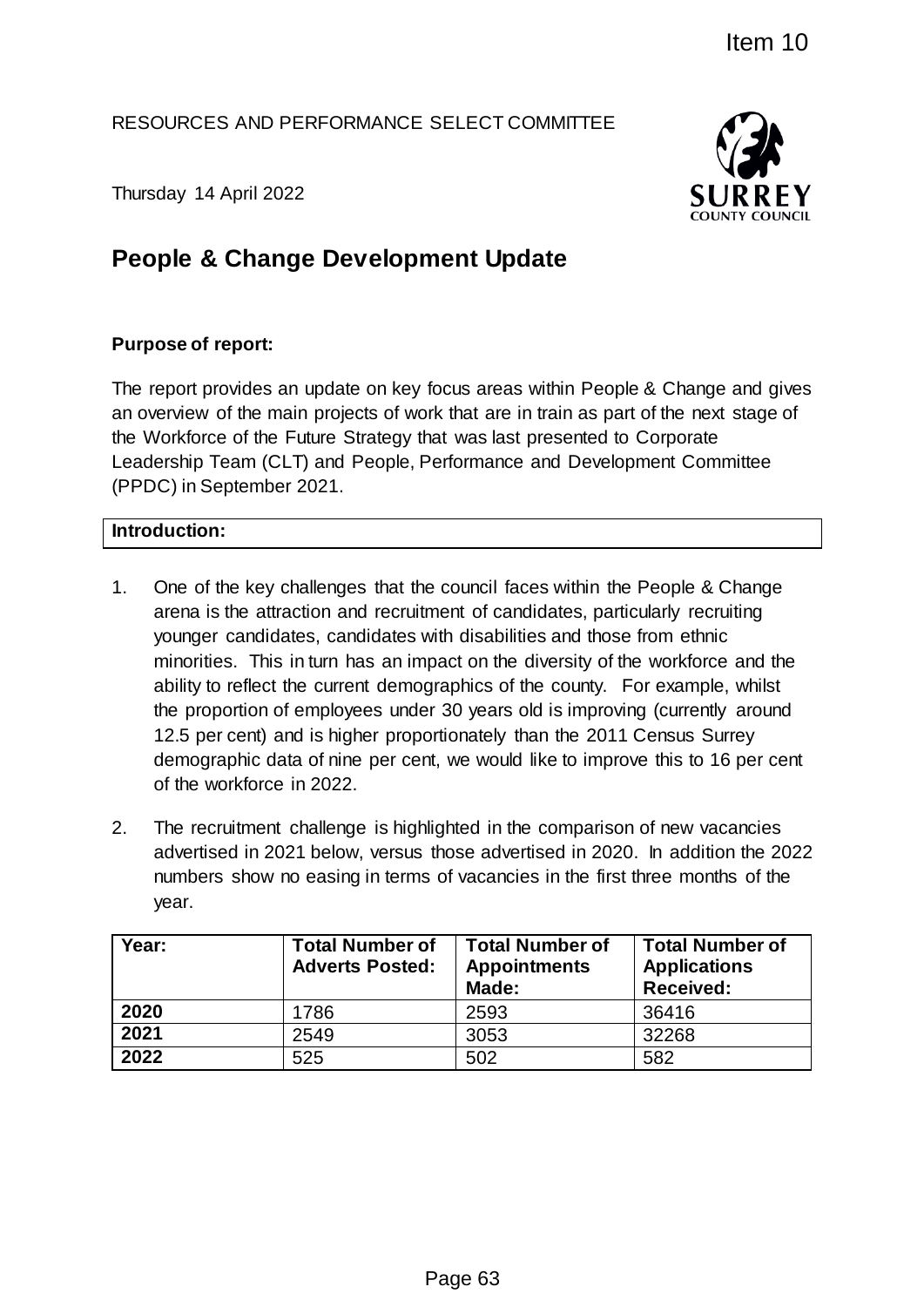Item 10

RESOURCES AND PERFORMANCE SELECT COMMITTEE

Thursday 14 April 2022

# People & Change Development Update

**Purpose of report:**

The report provides an update on key focus areas within People & Change and gives an overview of the main projects of work that are in train as part of the next stage of the Workforce of the Future Strategy that was last presented to Corporate Leadership Team (CLT) and People, Performance and Development Committee (PPDC) in September 2021.

**Introduction:**

1. One of the key challenges that the council faces within the People & Change arena is the attraction and recruitment of candidates, particularly recruiting younger candidates, candidates with disabilities and those from ethnic minorities. This in turn has an impact on the diversity of the workforce and the ability to reflect the current demographics of the county. For example, whilst the proportion of employees under 30 years old is improving (currently around 12.5 per cent) and is higher proportionately than the 2011 Census Surrey demographic data of nine per cent, we would like to improve this to 16 per cent of the workforce in 2022.

2. The recruitment challenge is highlighted in the comparison of new vacancies advertised in 2021 below, versus those advertised in 2020. In addition the 2022 numbers show no easing in terms of vacancies in the first three months of the year.

| Year: | Total Number of Adverts Posted: | Total Number of Appointments Made: | Total Number of Applications Received: |
|---|---|---|---|
| 2020 | 1786 | 2593 | 36416 |
| 2021 | 2549 | 3053 | 32268 |
| 2022 | 525 | 502 | 582 |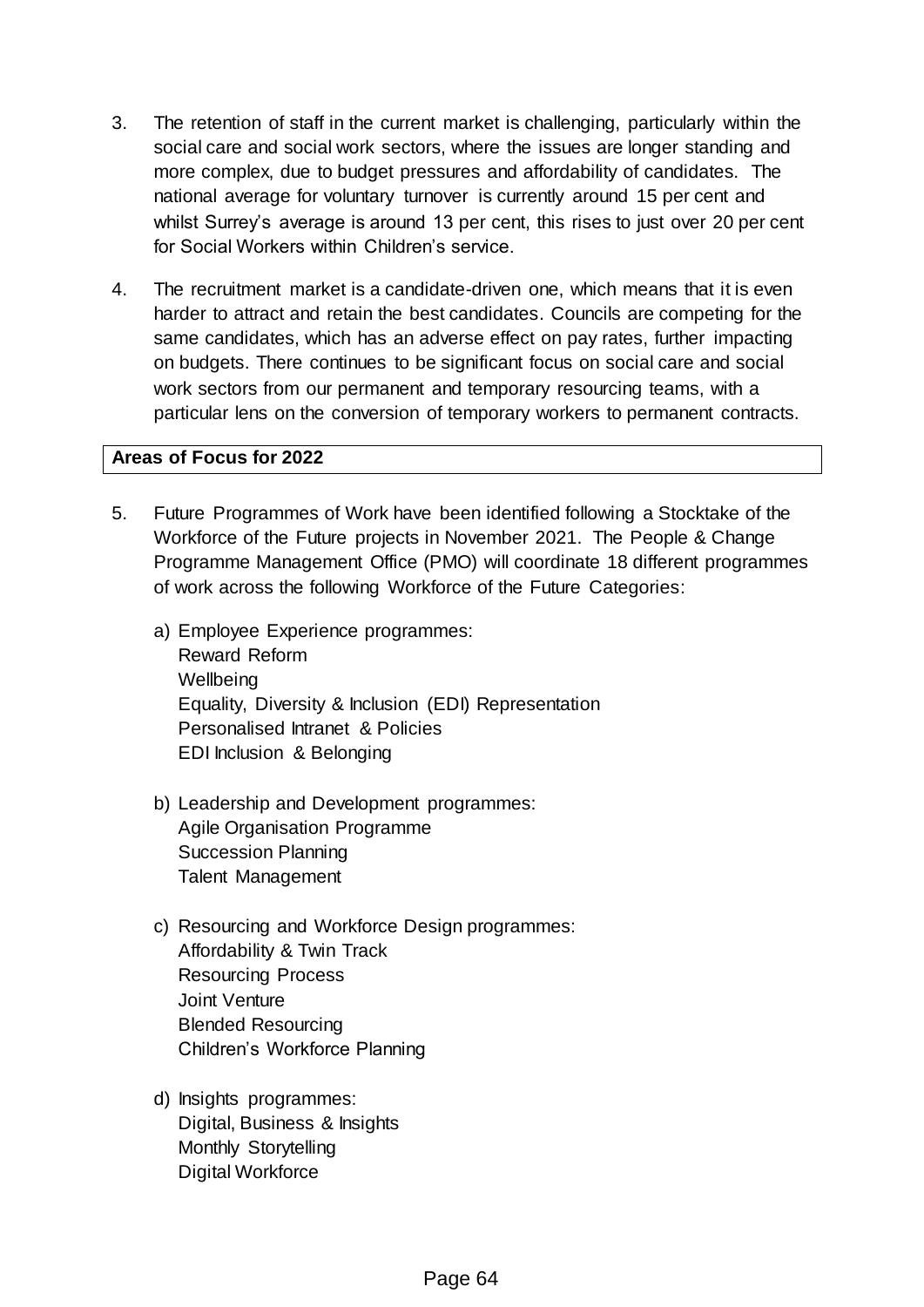3. The retention of staff in the current market is challenging, particularly within the social care and social work sectors, where the issues are longer standing and more complex, due to budget pressures and affordability of candidates. The national average for voluntary turnover is currently around 15 per cent and whilst Surrey's average is around 13 per cent, this rises to just over 20 per cent for Social Workers within Children's service.

4. The recruitment market is a candidate-driven one, which means that it is even harder to attract and retain the best candidates. Councils are competing for the same candidates, which has an adverse effect on pay rates, further impacting on budgets. There continues to be significant focus on social care and social work sectors from our permanent and temporary resourcing teams, with a particular lens on the conversion of temporary workers to permanent contracts.

**Areas of Focus for 2022**

5. Future Programmes of Work have been identified following a Stocktake of the Workforce of the Future projects in November 2021. The People & Change Programme Management Office (PMO) will coordinate 18 different programmes of work across the following Workforce of the Future Categories:

   a) Employee Experience programmes:
      Reward Reform
      Wellbeing
      Equality, Diversity & Inclusion (EDI) Representation
      Personalised Intranet & Policies
      EDI Inclusion & Belonging

   b) Leadership and Development programmes:
      Agile Organisation Programme
      Succession Planning
      Talent Management

   c) Resourcing and Workforce Design programmes:
      Affordability & Twin Track
      Resourcing Process
      Joint Venture
      Blended Resourcing
      Children's Workforce Planning

   d) Insights programmes:
      Digital, Business & Insights
      Monthly Storytelling
      Digital Workforce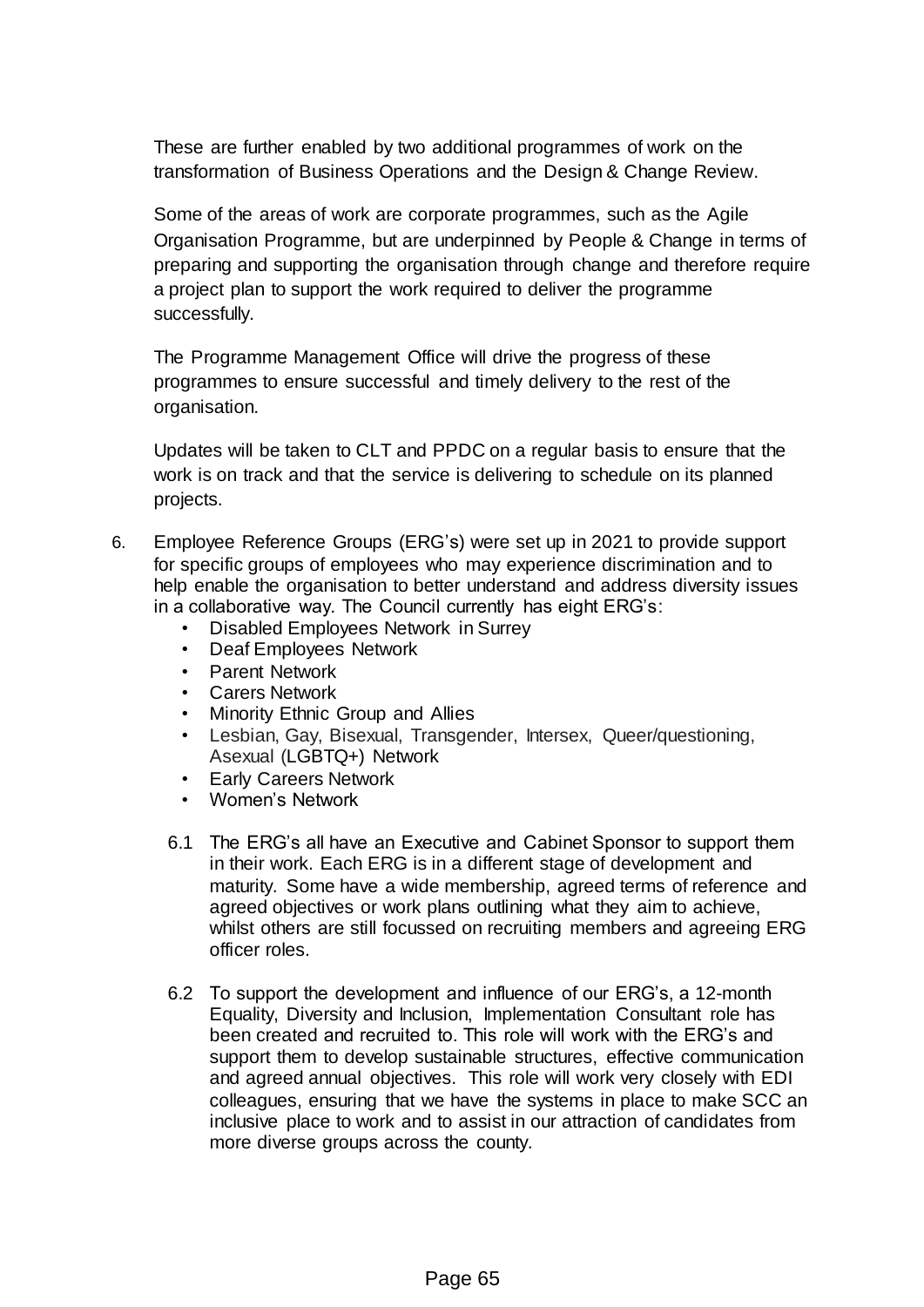These are further enabled by two additional programmes of work on the transformation of Business Operations and the Design & Change Review.

Some of the areas of work are corporate programmes, such as the Agile Organisation Programme, but are underpinned by People & Change in terms of preparing and supporting the organisation through change and therefore require a project plan to support the work required to deliver the programme successfully.

The Programme Management Office will drive the progress of these programmes to ensure successful and timely delivery to the rest of the organisation.

Updates will be taken to CLT and PPDC on a regular basis to ensure that the work is on track and that the service is delivering to schedule on its planned projects.

6. Employee Reference Groups (ERG's) were set up in 2021 to provide support for specific groups of employees who may experience discrimination and to help enable the organisation to better understand and address diversity issues in a collaborative way. The Council currently has eight ERG's:
   - Disabled Employees Network in Surrey
   - Deaf Employees Network
   - Parent Network
   - Carers Network
   - Minority Ethnic Group and Allies
   - Lesbian, Gay, Bisexual, Transgender, Intersex, Queer/questioning, Asexual (LGBTQ+) Network
   - Early Careers Network
   - Women's Network

   6.1 The ERG's all have an Executive and Cabinet Sponsor to support them in their work. Each ERG is in a different stage of development and maturity. Some have a wide membership, agreed terms of reference and agreed objectives or work plans outlining what they aim to achieve, whilst others are still focussed on recruiting members and agreeing ERG officer roles.

   6.2 To support the development and influence of our ERG's, a 12-month Equality, Diversity and Inclusion, Implementation Consultant role has been created and recruited to. This role will work with the ERG's and support them to develop sustainable structures, effective communication and agreed annual objectives. This role will work very closely with EDI colleagues, ensuring that we have the systems in place to make SCC an inclusive place to work and to assist in our attraction of candidates from more diverse groups across the county.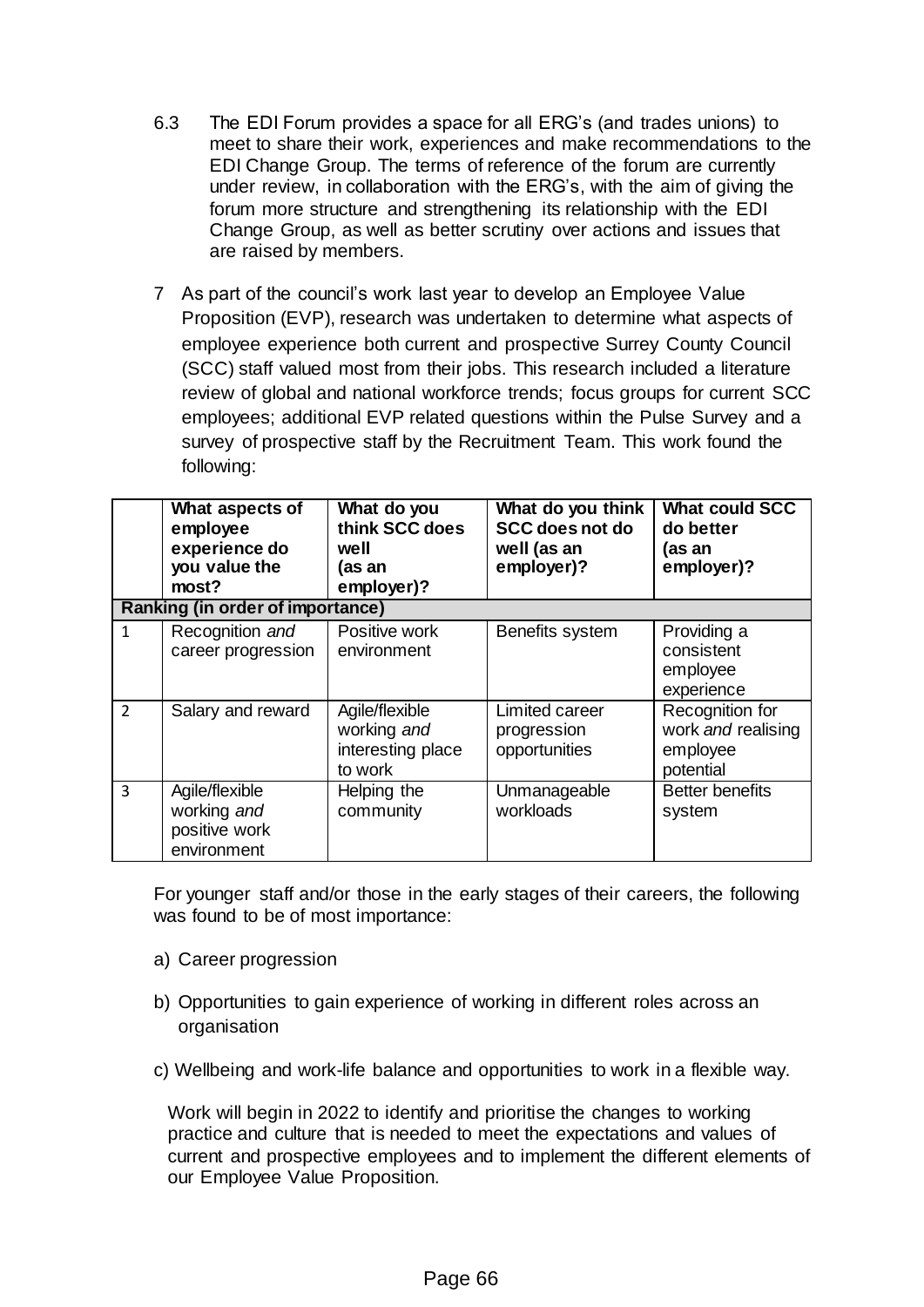6.3 The EDI Forum provides a space for all ERG's (and trades unions) to meet to share their work, experiences and make recommendations to the EDI Change Group. The terms of reference of the forum are currently under review, in collaboration with the ERG's, with the aim of giving the forum more structure and strengthening its relationship with the EDI Change Group, as well as better scrutiny over actions and issues that are raised by members.

7 As part of the council's work last year to develop an Employee Value Proposition (EVP), research was undertaken to determine what aspects of employee experience both current and prospective Surrey County Council (SCC) staff valued most from their jobs. This research included a literature review of global and national workforce trends; focus groups for current SCC employees; additional EVP related questions within the Pulse Survey and a survey of prospective staff by the Recruitment Team. This work found the following:

| | **What aspects of employee experience do you value the most?** | **What do you think SCC does well (as an employer)?** | **What do you think SCC does not do well (as an employer)?** | **What could SCC do better (as an employer)?** |
|---|---|---|---|---|
| **Ranking (in order of importance)** | | | | |
| 1 | Recognition *and* career progression | Positive work environment | Benefits system | Providing a consistent employee experience |
| 2 | Salary and reward | Agile/flexible working *and* interesting place to work | Limited career progression opportunities | Recognition for work *and* realising employee potential |
| 3 | Agile/flexible working *and* positive work environment | Helping the community | Unmanageable workloads | Better benefits system |

For younger staff and/or those in the early stages of their careers, the following was found to be of most importance:

a) Career progression

b) Opportunities to gain experience of working in different roles across an organisation

c) Wellbeing and work-life balance and opportunities to work in a flexible way.

Work will begin in 2022 to identify and prioritise the changes to working practice and culture that is needed to meet the expectations and values of current and prospective employees and to implement the different elements of our Employee Value Proposition.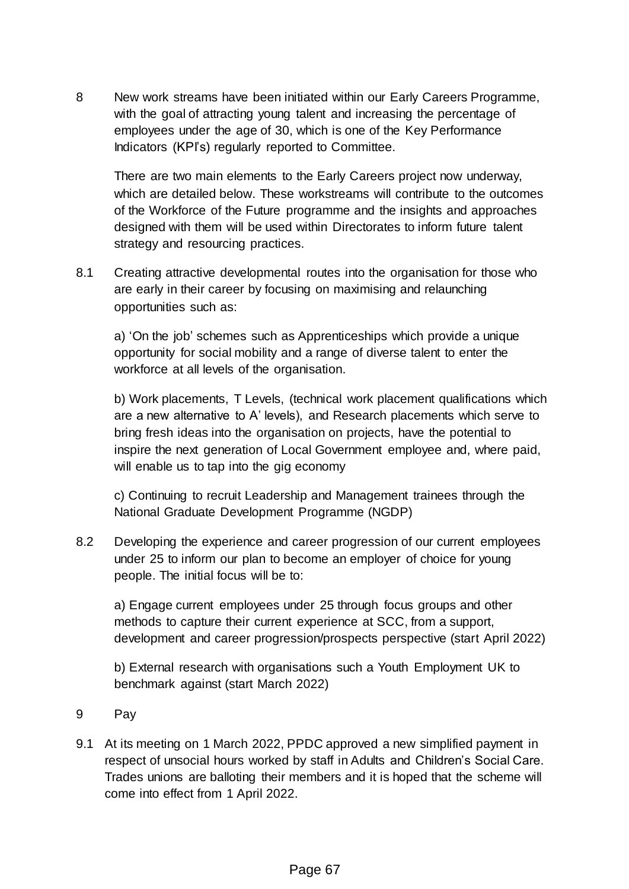8 New work streams have been initiated within our Early Careers Programme, with the goal of attracting young talent and increasing the percentage of employees under the age of 30, which is one of the Key Performance Indicators (KPI's) regularly reported to Committee.

There are two main elements to the Early Careers project now underway, which are detailed below. These workstreams will contribute to the outcomes of the Workforce of the Future programme and the insights and approaches designed with them will be used within Directorates to inform future talent strategy and resourcing practices.

8.1 Creating attractive developmental routes into the organisation for those who are early in their career by focusing on maximising and relaunching opportunities such as:

a) 'On the job' schemes such as Apprenticeships which provide a unique opportunity for social mobility and a range of diverse talent to enter the workforce at all levels of the organisation.

b) Work placements, T Levels, (technical work placement qualifications which are a new alternative to A' levels), and Research placements which serve to bring fresh ideas into the organisation on projects, have the potential to inspire the next generation of Local Government employee and, where paid, will enable us to tap into the gig economy

c) Continuing to recruit Leadership and Management trainees through the National Graduate Development Programme (NGDP)

8.2 Developing the experience and career progression of our current employees under 25 to inform our plan to become an employer of choice for young people. The initial focus will be to:

a) Engage current employees under 25 through focus groups and other methods to capture their current experience at SCC, from a support, development and career progression/prospects perspective (start April 2022)

b) External research with organisations such a Youth Employment UK to benchmark against (start March 2022)

9 Pay

9.1 At its meeting on 1 March 2022, PPDC approved a new simplified payment in respect of unsocial hours worked by staff in Adults and Children's Social Care. Trades unions are balloting their members and it is hoped that the scheme will come into effect from 1 April 2022.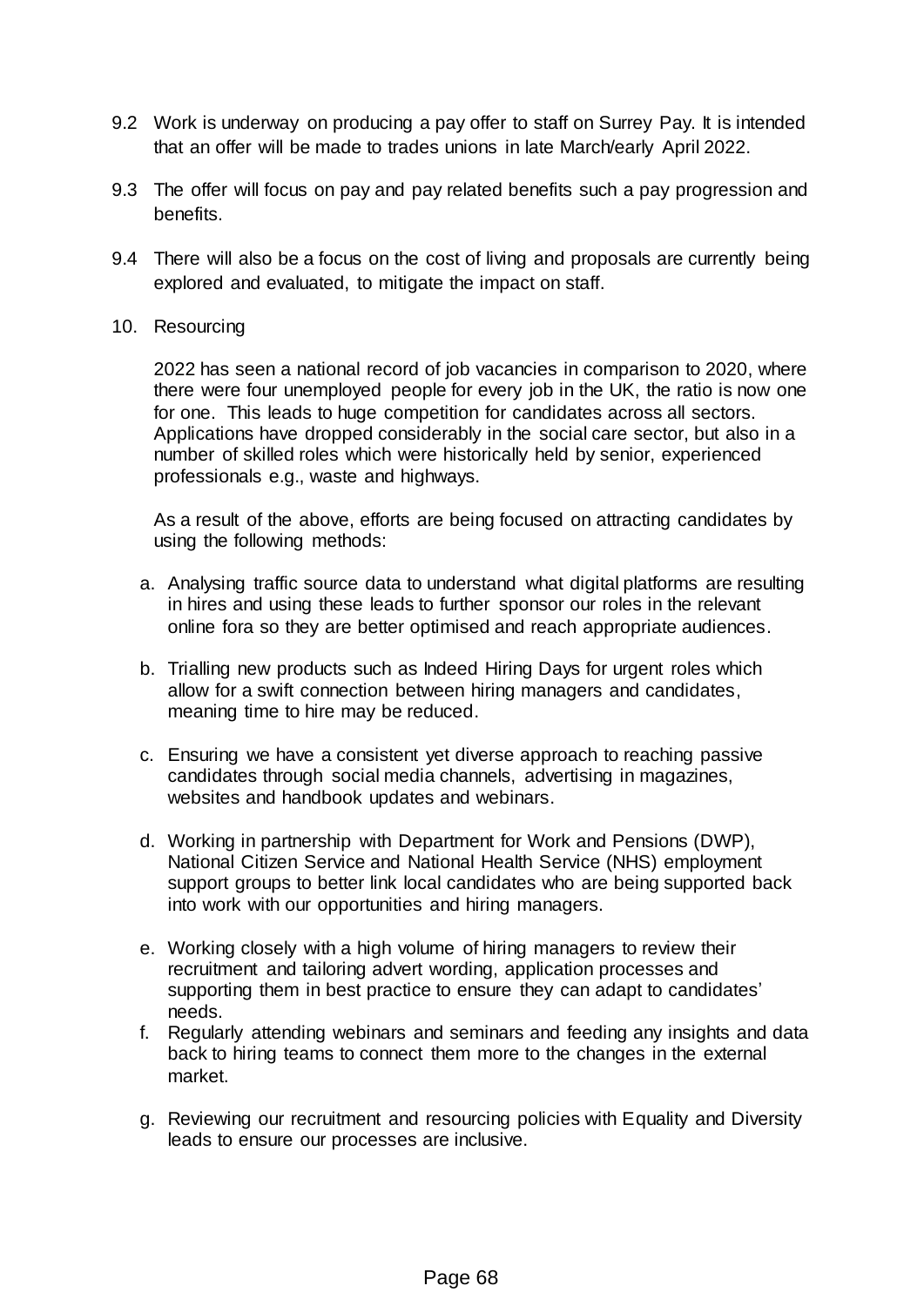9.2 Work is underway on producing a pay offer to staff on Surrey Pay. It is intended that an offer will be made to trades unions in late March/early April 2022.

9.3 The offer will focus on pay and pay related benefits such a pay progression and benefits.

9.4 There will also be a focus on the cost of living and proposals are currently being explored and evaluated, to mitigate the impact on staff.

10. Resourcing

2022 has seen a national record of job vacancies in comparison to 2020, where there were four unemployed people for every job in the UK, the ratio is now one for one. This leads to huge competition for candidates across all sectors. Applications have dropped considerably in the social care sector, but also in a number of skilled roles which were historically held by senior, experienced professionals e.g., waste and highways.

As a result of the above, efforts are being focused on attracting candidates by using the following methods:

a. Analysing traffic source data to understand what digital platforms are resulting in hires and using these leads to further sponsor our roles in the relevant online fora so they are better optimised and reach appropriate audiences.

b. Trialling new products such as Indeed Hiring Days for urgent roles which allow for a swift connection between hiring managers and candidates, meaning time to hire may be reduced.

c. Ensuring we have a consistent yet diverse approach to reaching passive candidates through social media channels, advertising in magazines, websites and handbook updates and webinars.

d. Working in partnership with Department for Work and Pensions (DWP), National Citizen Service and National Health Service (NHS) employment support groups to better link local candidates who are being supported back into work with our opportunities and hiring managers.

e. Working closely with a high volume of hiring managers to review their recruitment and tailoring advert wording, application processes and supporting them in best practice to ensure they can adapt to candidates' needs.

f. Regularly attending webinars and seminars and feeding any insights and data back to hiring teams to connect them more to the changes in the external market.

g. Reviewing our recruitment and resourcing policies with Equality and Diversity leads to ensure our processes are inclusive.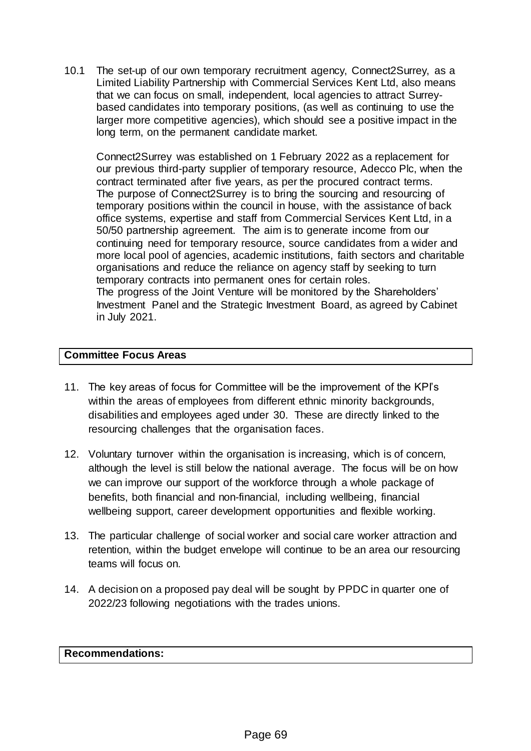10.1 The set-up of our own temporary recruitment agency, Connect2Surrey, as a Limited Liability Partnership with Commercial Services Kent Ltd, also means that we can focus on small, independent, local agencies to attract Surrey-based candidates into temporary positions, (as well as continuing to use the larger more competitive agencies), which should see a positive impact in the long term, on the permanent candidate market.

Connect2Surrey was established on 1 February 2022 as a replacement for our previous third-party supplier of temporary resource, Adecco Plc, when the contract terminated after five years, as per the procured contract terms. The purpose of Connect2Surrey is to bring the sourcing and resourcing of temporary positions within the council in house, with the assistance of back office systems, expertise and staff from Commercial Services Kent Ltd, in a 50/50 partnership agreement. The aim is to generate income from our continuing need for temporary resource, source candidates from a wider and more local pool of agencies, academic institutions, faith sectors and charitable organisations and reduce the reliance on agency staff by seeking to turn temporary contracts into permanent ones for certain roles.
The progress of the Joint Venture will be monitored by the Shareholders' Investment Panel and the Strategic Investment Board, as agreed by Cabinet in July 2021.

**Committee Focus Areas**

11. The key areas of focus for Committee will be the improvement of the KPI's within the areas of employees from different ethnic minority backgrounds, disabilities and employees aged under 30. These are directly linked to the resourcing challenges that the organisation faces.

12. Voluntary turnover within the organisation is increasing, which is of concern, although the level is still below the national average. The focus will be on how we can improve our support of the workforce through a whole package of benefits, both financial and non-financial, including wellbeing, financial wellbeing support, career development opportunities and flexible working.

13. The particular challenge of social worker and social care worker attraction and retention, within the budget envelope will continue to be an area our resourcing teams will focus on.

14. A decision on a proposed pay deal will be sought by PPDC in quarter one of 2022/23 following negotiations with the trades unions.

**Recommendations:**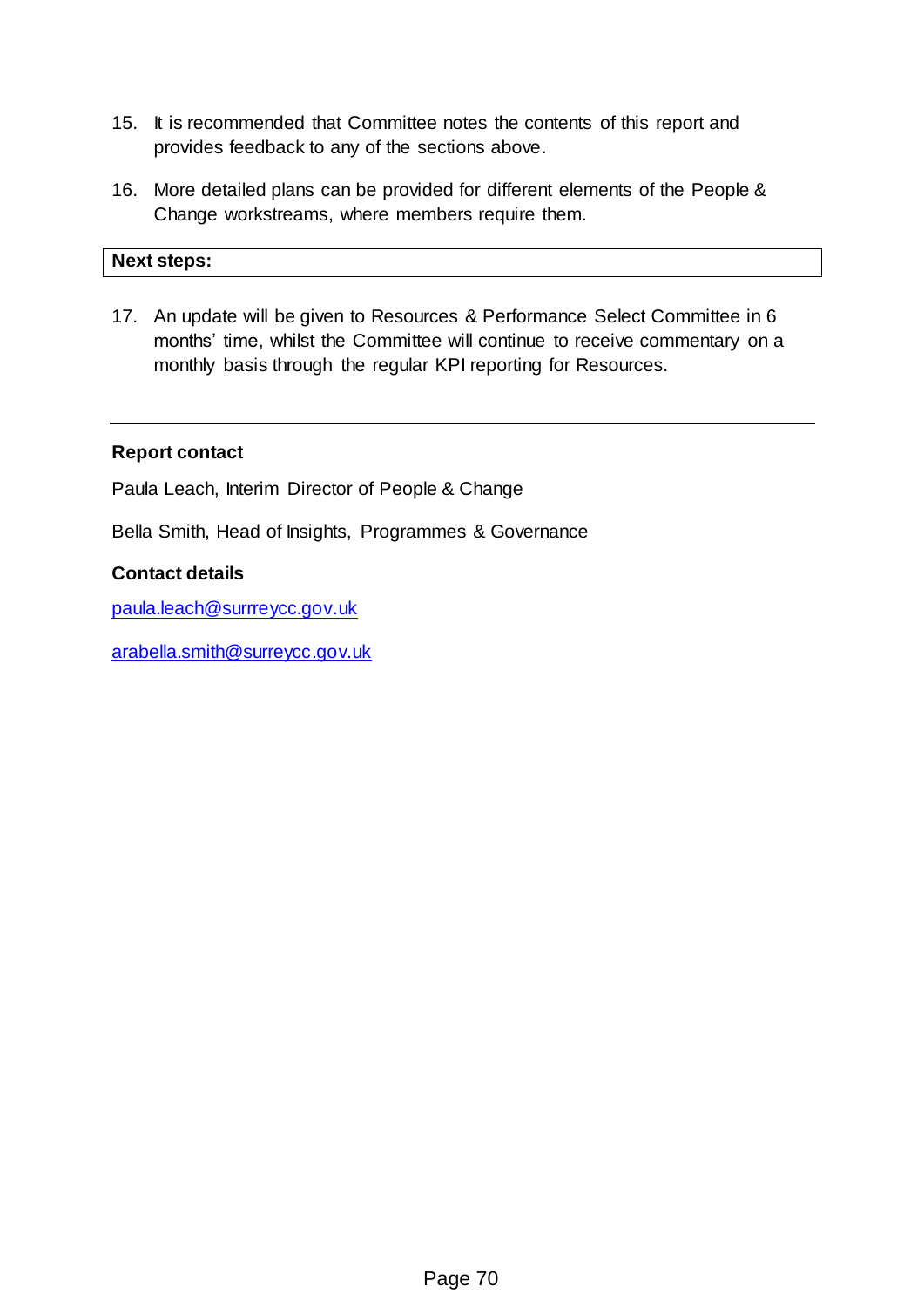15. It is recommended that Committee notes the contents of this report and provides feedback to any of the sections above.

16. More detailed plans can be provided for different elements of the People & Change workstreams, where members require them.

**Next steps:**

17. An update will be given to Resources & Performance Select Committee in 6 months' time, whilst the Committee will continue to receive commentary on a monthly basis through the regular KPI reporting for Resources.

---

**Report contact**

Paula Leach, Interim Director of People & Change

Bella Smith, Head of Insights, Programmes & Governance

**Contact details**

paula.leach@surrreycc.gov.uk

arabella.smith@surreycc.gov.uk